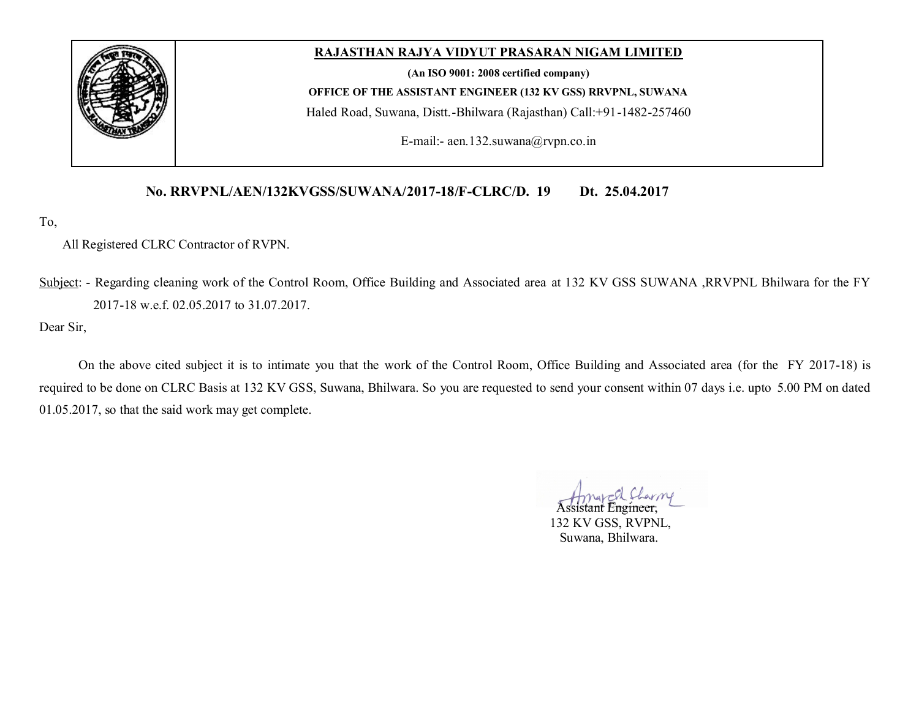**RAJASTHAN RAJYA VIDYUT PRASARAN NIGAM LIMITED**

**(An ISO 9001: 2008 certified company)**

**OFFICE OF THE ASSISTANT ENGINEER (132 KV GSS) RRVPNL, SUWANA**

Haled Road, Suwana, Distt.-Bhilwara (Rajasthan) Call:+91-1482-257460

E-mail:- aen.132.suwana@rvpn.co.in

**No. RRVPNL/AEN/132KVGSS/SUWANA/2017-18/F-CLRC/D. 19 Dt. 25.04.2017**

To,

All Registered CLRC Contractor of RVPN.

Subject: - Regarding cleaning work of the Control Room, Office Building and Associated area at 132 KV GSS SUWANA ,RRVPNL Bhilwara for the FY 2017-18 w.e.f. 02.05.2017 to 31.07.2017.

Dear Sir,

On the above cited subject it is to intimate you that the work of the Control Room, Office Building and Associated area (for the FY 2017-18) is required to be done on CLRC Basis at 132 KV GSS, Suwana, Bhilwara. So you are requested to send your consent within 07 days i.e. upto 5.00 PM on dated 01.05.2017, so that the said work may get complete.

Assistant Engineer,
132 KV GSS, RVPNL,
Suwana, Bhilwara.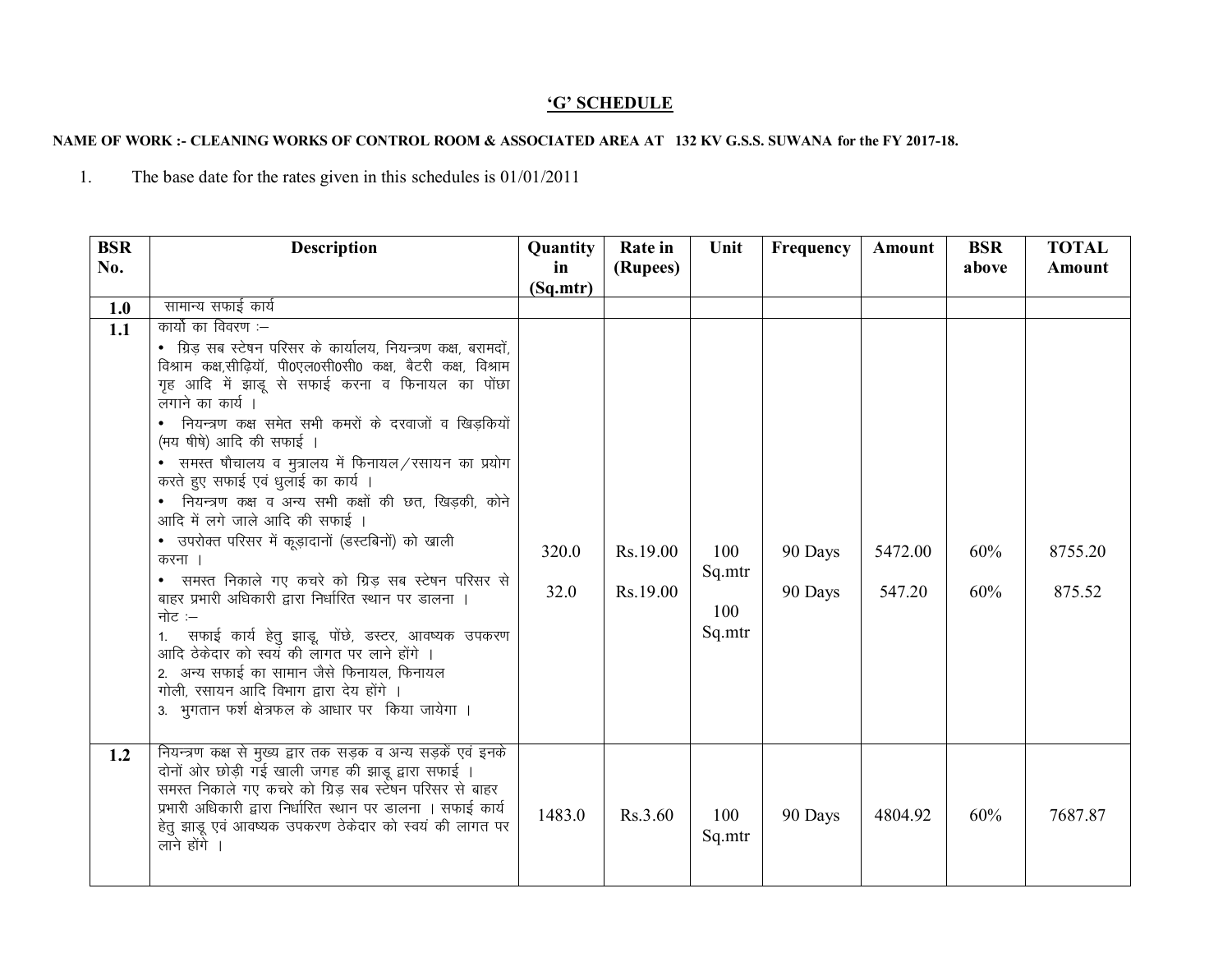## 'G' SCHEDULE

**NAME OF WORK :- CLEANING WORKS OF CONTROL ROOM & ASSOCIATED AREA AT 132 KV G.S.S. SUWANA for the FY 2017-18.**

1. The base date for the rates given in this schedules is 01/01/2011

| BSR No. | Description | Quantity in (Sq.mtr) | Rate in (Rupees) | Unit | Frequency | Amount | BSR above | TOTAL Amount |
|---|---|---|---|---|---|---|---|---|
| **1.0** | सामान्य सफाई कार्य | | | | | | | |
| **1.1** | कार्यों का विवरण :– <br>• ग्रिड़ सब स्टेषन परिसर के कार्यालय, नियन्त्रण कक्ष, बरामदों, विश्राम कक्ष,सीढ़ियों, पी0एल0सी0सी0 कक्ष, बैटरी कक्ष, विश्राम गृह आदि में झाडू से सफाई करना व फिनायल का पोंछा लगाने का कार्य ।<br>• नियन्त्रण कक्ष समेत सभी कमरों के दरवाजों व खिड़कियों (मय षीषे) आदि की सफाई ।<br>• समस्त षौचालय व मुत्रालय में फिनायल/रसायन का प्रयोग करते हुए सफाई एवं धुलाई का कार्य ।<br>• नियन्त्रण कक्ष व अन्य सभी कक्षों की छत, खिड़की, कोने आदि में लगे जाले आदि की सफाई ।<br>• उपरोक्त परिसर में कूड़ादानों (डस्टबिनों) को खाली करना ।<br>• समस्त निकाले गए कचरे को ग्रिड़ सब स्टेषन परिसर से बाहर प्रभारी अधिकारी द्वारा निर्धारित स्थान पर डालना ।<br>नोट :–<br>1. सफाई कार्य हेतु झाडू, पोंछे, डस्टर, आवष्यक उपकरण आदि ठेकेदार को स्वयं की लागत पर लाने होंगे ।<br>2. अन्य सफाई का सामान जैसे फिनायल, फिनायल गोली, रसायन आदि विभाग द्वारा देय होंगे ।<br>3. भुगतान फर्श क्षेत्रफल के आधार पर किया जायेगा । | 320.0<br><br>32.0 | Rs.19.00<br><br>Rs.19.00 | 100 Sq.mtr<br><br>100 Sq.mtr | 90 Days<br><br>90 Days | 5472.00<br><br>547.20 | 60%<br><br>60% | 8755.20<br><br>875.52 |
| **1.2** | नियन्त्रण कक्ष से मुख्य द्वार तक सड़क व अन्य सड़कें एवं इनके दोनों ओर छोड़ी गई खाली जगह की झाडू द्वारा सफाई । समस्त निकाले गए कचरे को ग्रिड़ सब स्टेषन परिसर से बाहर प्रभारी अधिकारी द्वारा निर्धारित स्थान पर डालना । सफाई कार्य हेतु झाडू एवं आवष्यक उपकरण ठेकेदार को स्वयं की लागत पर लाने होंगे । | 1483.0 | Rs.3.60 | 100 Sq.mtr | 90 Days | 4804.92 | 60% | 7687.87 |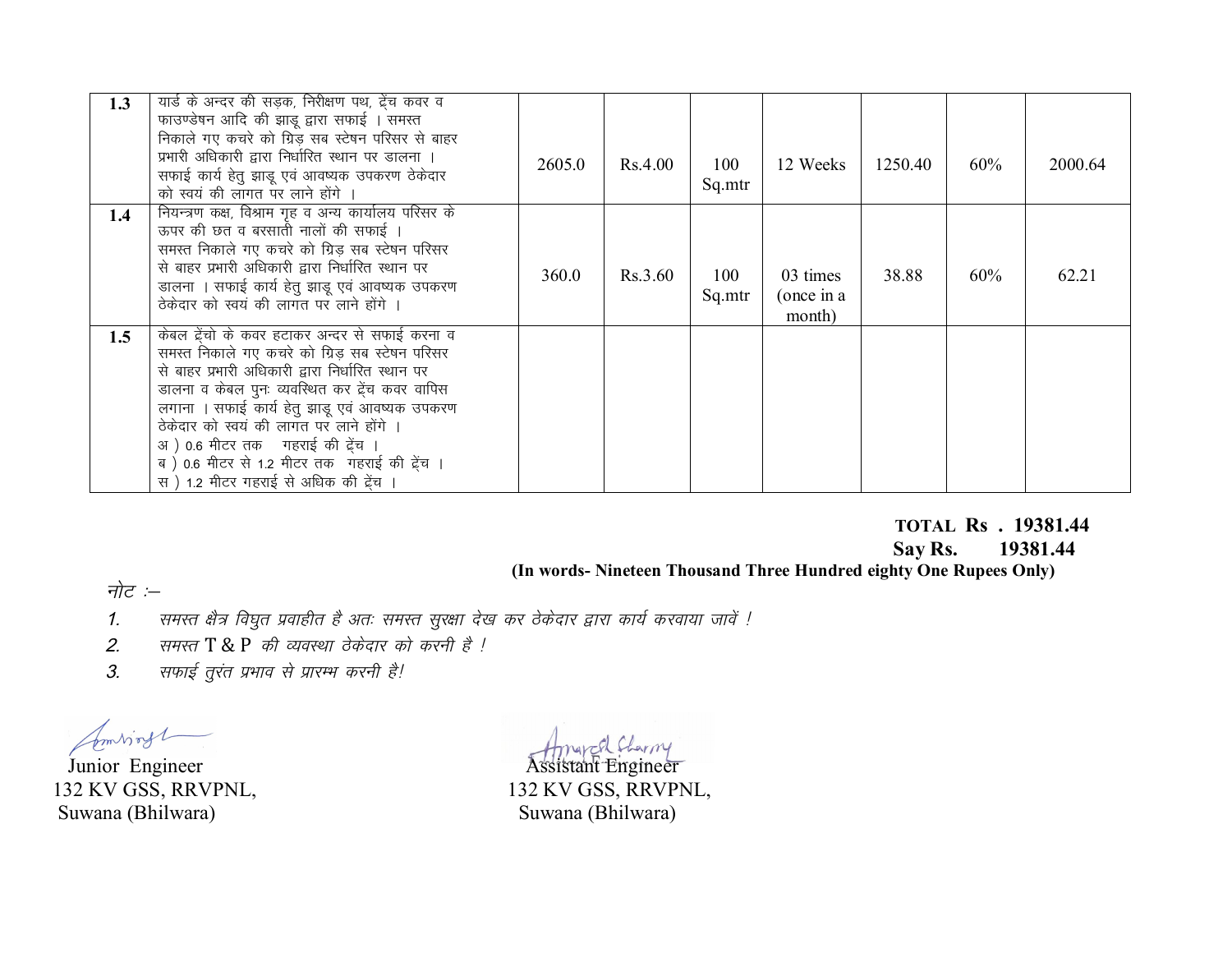| | | | | | | | | |
|---|---|---|---|---|---|---|---|---|
| **1.3** | यार्ड के अन्दर की सड़क, निरीक्षण पथ, ट्रेंच कवर व फाउण्डेषन आदि की झाड़ू द्वारा सफाई । समस्त निकाले गए कचरे को ग्रिड़ सब स्टेषन परिसर से बाहर प्रभारी अधिकारी द्वारा निर्धारित स्थान पर डालना । सफाई कार्य हेतु झाड़ू एवं आवष्यक उपकरण ठेकेदार को स्वयं की लागत पर लाने होंगे । | 2605.0 | Rs.4.00 | 100 Sq.mtr | 12 Weeks | 1250.40 | 60% | 2000.64 |
| **1.4** | नियन्त्रण कक्ष, विश्राम गृह व अन्य कार्यालय परिसर के ऊपर की छत व बरसाती नालों की सफाई । समस्त निकाले गए कचरे को ग्रिड़ सब स्टेषन परिसर से बाहर प्रभारी अधिकारी द्वारा निर्धारित स्थान पर डालना । सफाई कार्य हेतु झाड़ू एवं आवष्यक उपकरण ठेकेदार को स्वयं की लागत पर लाने होंगे । | 360.0 | Rs.3.60 | 100 Sq.mtr | 03 times (once in a month) | 38.88 | 60% | 62.21 |
| **1.5** | केबल ट्रेंचो के कवर हटाकर अन्दर से सफाई करना व समस्त निकाले गए कचरे को ग्रिड़ सब स्टेषन परिसर से बाहर प्रभारी अधिकारी द्वारा निर्धारित स्थान पर डालना व केबल पुनः व्यवस्थित कर ट्रेंच कवर वापिस लगाना । सफाई कार्य हेतु झाड़ू एवं आवष्यक उपकरण ठेकेदार को स्वयं की लागत पर लाने होंगे ।<br>अ ) 0.6 मीटर तक गहराई की ट्रेंच ।<br>ब ) 0.6 मीटर से 1.2 मीटर तक गहराई की ट्रेंच ।<br>स ) 1.2 मीटर गहराई से अधिक की ट्रेंच । | | | | | | | |

**TOTAL Rs . 19381.44**

**Say Rs. 19381.44**

**(In words- Nineteen Thousand Three Hundred eighty One Rupees Only)**

*नोट :–*

1. *समस्त क्षैत्र विघुत प्रवाहीत है अतः समस्त सुरक्षा देख कर ठेकेदार द्वारा कार्य करवाया जावें !*
2. *समस्त T & P की व्यवस्था ठेकेदार को करनी है !*
3. *सफाई तुरंत प्रभाव से प्रारम्भ करनी है!*

Junior Engineer
132 KV GSS, RRVPNL,
Suwana (Bhilwara)

Assistant Engineer
132 KV GSS, RRVPNL,
Suwana (Bhilwara)